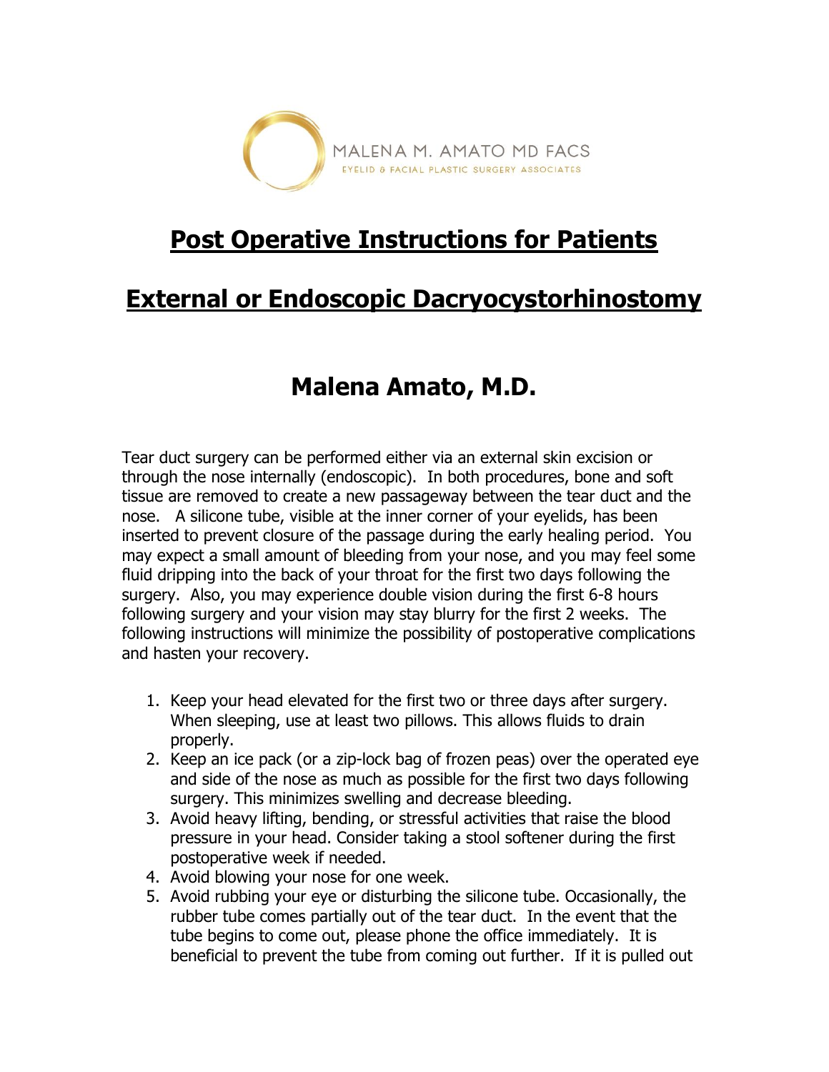MALENA M. AMATO MD FACS

EYELID & FACIAL PLASTIC SURGERY ASSOCIATES

# Post Operative Instructions for Patients

# External or Endoscopic Dacryocystorhinostomy

## Malena Amato, M.D.

Tear duct surgery can be performed either via an external skin excision or through the nose internally (endoscopic). In both procedures, bone and soft tissue are removed to create a new passageway between the tear duct and the nose. A silicone tube, visible at the inner corner of your eyelids, has been inserted to prevent closure of the passage during the early healing period. You may expect a small amount of bleeding from your nose, and you may feel some fluid dripping into the back of your throat for the first two days following the surgery. Also, you may experience double vision during the first 6-8 hours following surgery and your vision may stay blurry for the first 2 weeks. The following instructions will minimize the possibility of postoperative complications and hasten your recovery.

1. Keep your head elevated for the first two or three days after surgery. When sleeping, use at least two pillows. This allows fluids to drain properly.
2. Keep an ice pack (or a zip-lock bag of frozen peas) over the operated eye and side of the nose as much as possible for the first two days following surgery. This minimizes swelling and decrease bleeding.
3. Avoid heavy lifting, bending, or stressful activities that raise the blood pressure in your head. Consider taking a stool softener during the first postoperative week if needed.
4. Avoid blowing your nose for one week.
5. Avoid rubbing your eye or disturbing the silicone tube. Occasionally, the rubber tube comes partially out of the tear duct. In the event that the tube begins to come out, please phone the office immediately. It is beneficial to prevent the tube from coming out further. If it is pulled out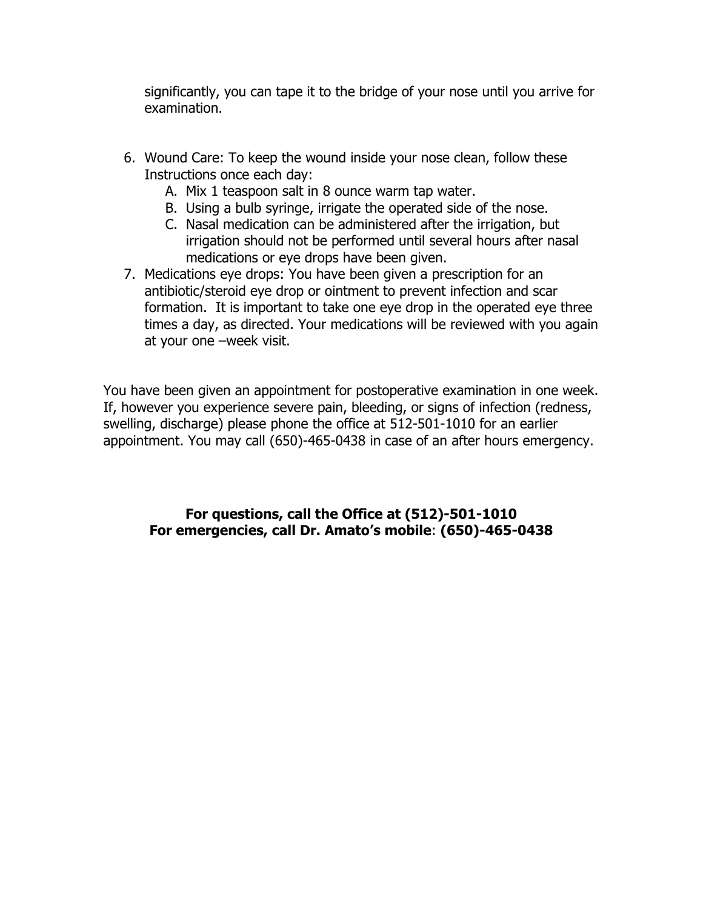significantly, you can tape it to the bridge of your nose until you arrive for examination.

6. Wound Care: To keep the wound inside your nose clean, follow these Instructions once each day:
   A. Mix 1 teaspoon salt in 8 ounce warm tap water.
   B. Using a bulb syringe, irrigate the operated side of the nose.
   C. Nasal medication can be administered after the irrigation, but irrigation should not be performed until several hours after nasal medications or eye drops have been given.
7. Medications eye drops: You have been given a prescription for an antibiotic/steroid eye drop or ointment to prevent infection and scar formation. It is important to take one eye drop in the operated eye three times a day, as directed. Your medications will be reviewed with you again at your one –week visit.

You have been given an appointment for postoperative examination in one week. If, however you experience severe pain, bleeding, or signs of infection (redness, swelling, discharge) please phone the office at 512-501-1010 for an earlier appointment. You may call (650)-465-0438 in case of an after hours emergency.

**For questions, call the Office at (512)-501-1010**
**For emergencies, call Dr. Amato's mobile: (650)-465-0438**